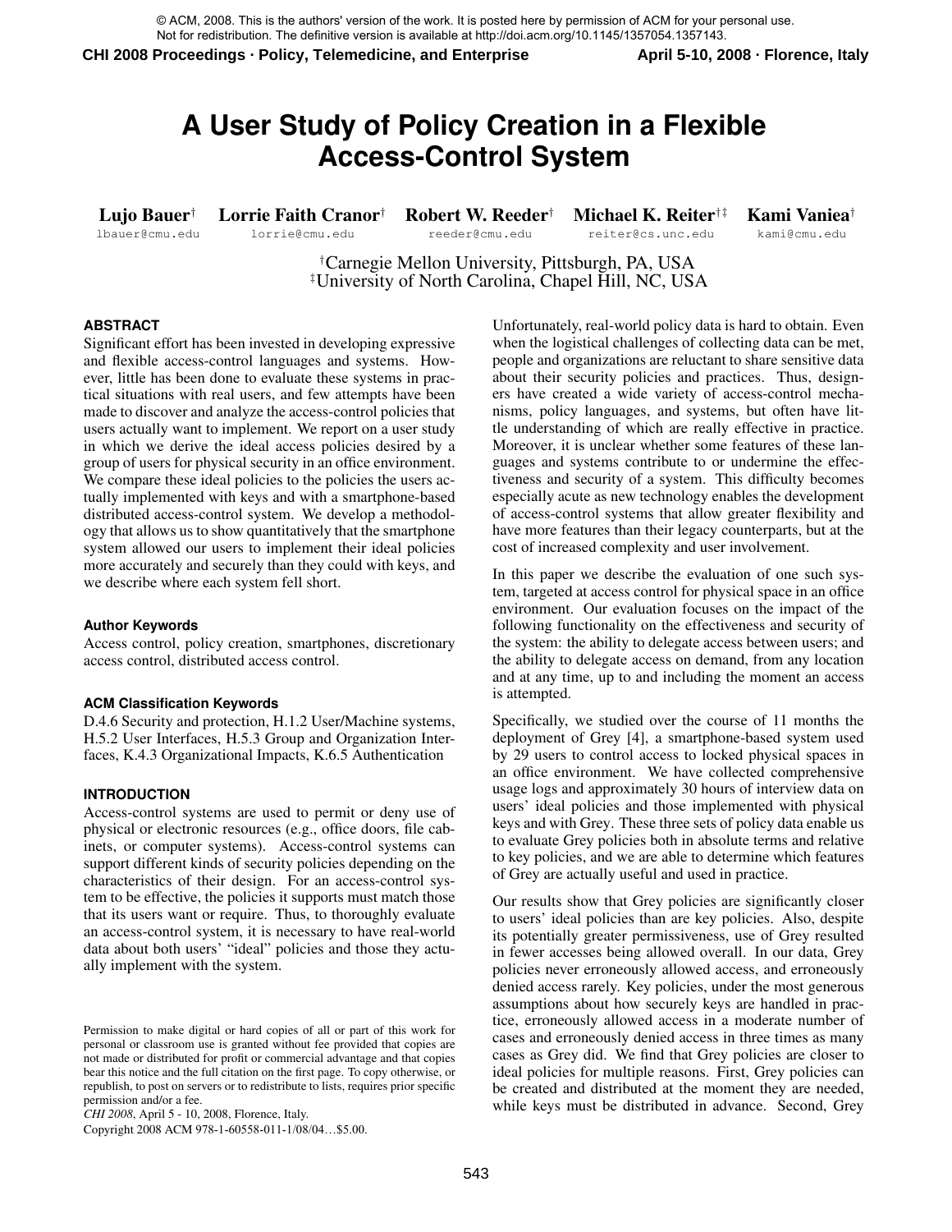© ACM, 2008. This is the authors' version of the work. It is posted here by permission of ACM for your personal use. Not for redistribution. The definitive version is available at http://doi.acm.org/10.1145/1357054.1357143.

# A User Study of Policy Creation in a Flexible Access-Control System

**Lujo Bauer**[†] lbauer@cmu.edu
**Lorrie Faith Cranor**[†] lorrie@cmu.edu
**Robert W. Reeder**[†] reeder@cmu.edu
**Michael K. Reiter**[†‡] reiter@cs.unc.edu
**Kami Vaniea**[†] kami@cmu.edu

[†]Carnegie Mellon University, Pittsburgh, PA, USA
[‡]University of North Carolina, Chapel Hill, NC, USA

## ABSTRACT

Significant effort has been invested in developing expressive and flexible access-control languages and systems. However, little has been done to evaluate these systems in practical situations with real users, and few attempts have been made to discover and analyze the access-control policies that users actually want to implement. We report on a user study in which we derive the ideal access policies desired by a group of users for physical security in an office environment. We compare these ideal policies to the policies the users actually implemented with keys and with a smartphone-based distributed access-control system. We develop a methodology that allows us to show quantitatively that the smartphone system allowed our users to implement their ideal policies more accurately and securely than they could with keys, and we describe where each system fell short.

### Author Keywords

Access control, policy creation, smartphones, discretionary access control, distributed access control.

### ACM Classification Keywords

D.4.6 Security and protection, H.1.2 User/Machine systems, H.5.2 User Interfaces, H.5.3 Group and Organization Interfaces, K.4.3 Organizational Impacts, K.6.5 Authentication

## INTRODUCTION

Access-control systems are used to permit or deny use of physical or electronic resources (e.g., office doors, file cabinets, or computer systems). Access-control systems can support different kinds of security policies depending on the characteristics of their design. For an access-control system to be effective, the policies it supports must match those that its users want or require. Thus, to thoroughly evaluate an access-control system, it is necessary to have real-world data about both users' "ideal" policies and those they actually implement with the system.

Permission to make digital or hard copies of all or part of this work for personal or classroom use is granted without fee provided that copies are not made or distributed for profit or commercial advantage and that copies bear this notice and the full citation on the first page. To copy otherwise, or republish, to post on servers or to redistribute to lists, requires prior specific permission and/or a fee.
*CHI 2008*, April 5 - 10, 2008, Florence, Italy.
Copyright 2008 ACM 978-1-60558-011-1/08/04…$5.00.

Unfortunately, real-world policy data is hard to obtain. Even when the logistical challenges of collecting data can be met, people and organizations are reluctant to share sensitive data about their security policies and practices. Thus, designers have created a wide variety of access-control mechanisms, policy languages, and systems, but often have little understanding of which are really effective in practice. Moreover, it is unclear whether some features of these languages and systems contribute to or undermine the effectiveness and security of a system. This difficulty becomes especially acute as new technology enables the development of access-control systems that allow greater flexibility and have more features than their legacy counterparts, but at the cost of increased complexity and user involvement.

In this paper we describe the evaluation of one such system, targeted at access control for physical space in an office environment. Our evaluation focuses on the impact of the following functionality on the effectiveness and security of the system: the ability to delegate access between users; and the ability to delegate access on demand, from any location and at any time, up to and including the moment an access is attempted.

Specifically, we studied over the course of 11 months the deployment of Grey [4], a smartphone-based system used by 29 users to control access to locked physical spaces in an office environment. We have collected comprehensive usage logs and approximately 30 hours of interview data on users' ideal policies and those implemented with physical keys and with Grey. These three sets of policy data enable us to evaluate Grey policies both in absolute terms and relative to key policies, and we are able to determine which features of Grey are actually useful and used in practice.

Our results show that Grey policies are significantly closer to users' ideal policies than are key policies. Also, despite its potentially greater permissiveness, use of Grey resulted in fewer accesses being allowed overall. In our data, Grey policies never erroneously allowed access, and erroneously denied access rarely. Key policies, under the most generous assumptions about how securely keys are handled in practice, erroneously allowed access in a moderate number of cases and erroneously denied access in three times as many cases as Grey did. We find that Grey policies are closer to ideal policies for multiple reasons. First, Grey policies can be created and distributed at the moment they are needed, while keys must be distributed in advance. Second, Grey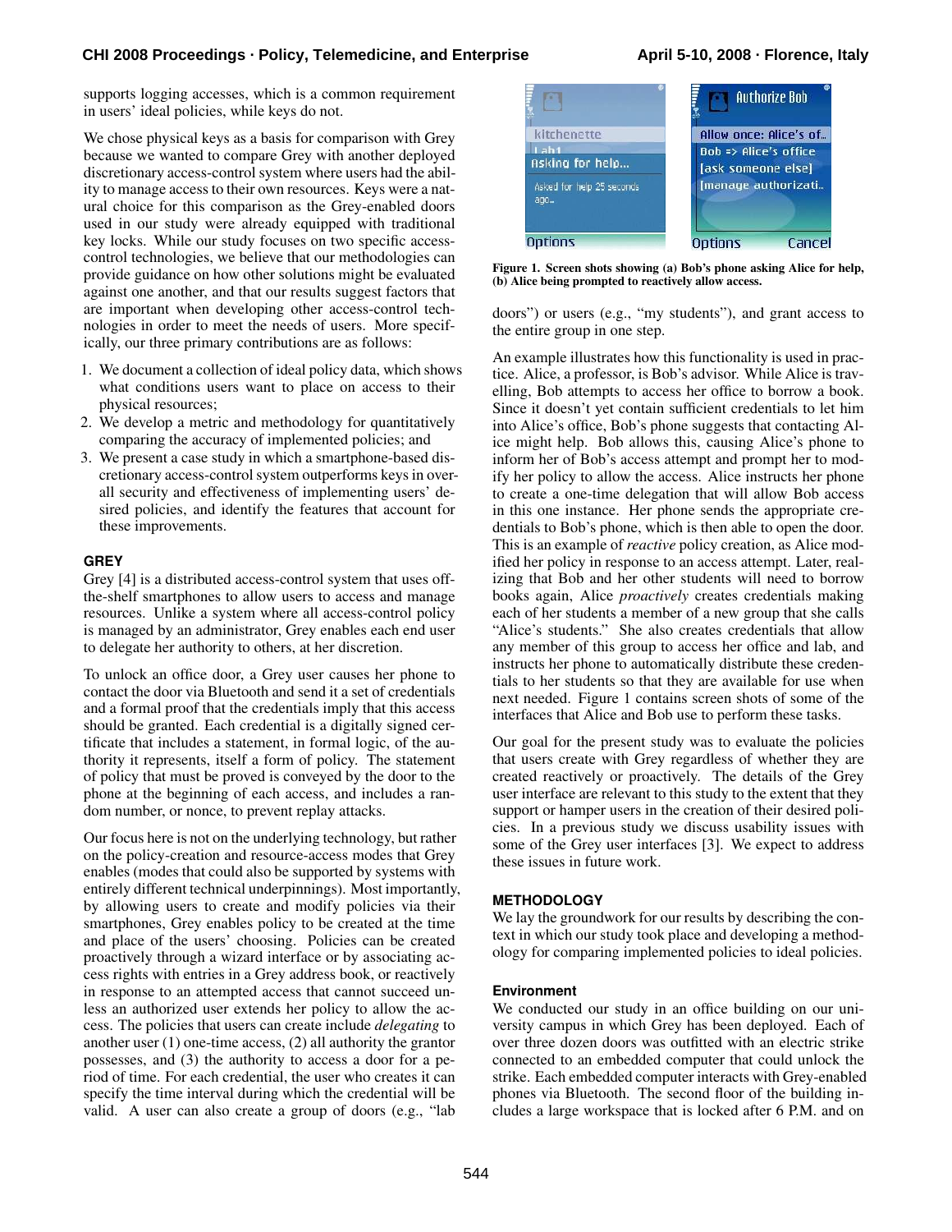supports logging accesses, which is a common requirement in users' ideal policies, while keys do not.

We chose physical keys as a basis for comparison with Grey because we wanted to compare Grey with another deployed discretionary access-control system where users had the ability to manage access to their own resources. Keys were a natural choice for this comparison as the Grey-enabled doors used in our study were already equipped with traditional key locks. While our study focuses on two specific access-control technologies, we believe that our methodologies can provide guidance on how other solutions might be evaluated against one another, and that our results suggest factors that are important when developing other access-control technologies in order to meet the needs of users. More specifically, our three primary contributions are as follows:

1. We document a collection of ideal policy data, which shows what conditions users want to place on access to their physical resources;
2. We develop a metric and methodology for quantitatively comparing the accuracy of implemented policies; and
3. We present a case study in which a smartphone-based discretionary access-control system outperforms keys in overall security and effectiveness of implementing users' desired policies, and identify the features that account for these improvements.

## GREY

Grey [4] is a distributed access-control system that uses off-the-shelf smartphones to allow users to access and manage resources. Unlike a system where all access-control policy is managed by an administrator, Grey enables each end user to delegate her authority to others, at her discretion.

To unlock an office door, a Grey user causes her phone to contact the door via Bluetooth and send it a set of credentials and a formal proof that the credentials imply that this access should be granted. Each credential is a digitally signed certificate that includes a statement, in formal logic, of the authority it represents, itself a form of policy. The statement of policy that must be proved is conveyed by the door to the phone at the beginning of each access, and includes a random number, or nonce, to prevent replay attacks.

Our focus here is not on the underlying technology, but rather on the policy-creation and resource-access modes that Grey enables (modes that could also be supported by systems with entirely different technical underpinnings). Most importantly, by allowing users to create and modify policies via their smartphones, Grey enables policy to be created at the time and place of the users' choosing. Policies can be created proactively through a wizard interface or by associating access rights with entries in a Grey address book, or reactively in response to an attempted access that cannot succeed unless an authorized user extends her policy to allow the access. The policies that users can create include *delegating* to another user (1) one-time access, (2) all authority the grantor possesses, and (3) the authority to access a door for a period of time. For each credential, the user who creates it can specify the time interval during which the credential will be valid. A user can also create a group of doors (e.g., "lab doors") or users (e.g., "my students"), and grant access to the entire group in one step.

Figure 1. Screen shots showing (a) Bob's phone asking Alice for help, (b) Alice being prompted to reactively allow access.

An example illustrates how this functionality is used in practice. Alice, a professor, is Bob's advisor. While Alice is travelling, Bob attempts to access her office to borrow a book. Since it doesn't yet contain sufficient credentials to let him into Alice's office, Bob's phone suggests that contacting Alice might help. Bob allows this, causing Alice's phone to inform her of Bob's access attempt and prompt her to modify her policy to allow the access. Alice instructs her phone to create a one-time delegation that will allow Bob access in this one instance. Her phone sends the appropriate credentials to Bob's phone, which is then able to open the door. This is an example of *reactive* policy creation, as Alice modified her policy in response to an access attempt. Later, realizing that Bob and her other students will need to borrow books again, Alice *proactively* creates credentials making each of her students a member of a new group that she calls "Alice's students." She also creates credentials that allow any member of this group to access her office and lab, and instructs her phone to automatically distribute these credentials to her students so that they are available for use when next needed. Figure 1 contains screen shots of some of the interfaces that Alice and Bob use to perform these tasks.

Our goal for the present study was to evaluate the policies that users create with Grey regardless of whether they are created reactively or proactively. The details of the Grey user interface are relevant to this study to the extent that they support or hamper users in the creation of their desired policies. In a previous study we discuss usability issues with some of the Grey user interfaces [3]. We expect to address these issues in future work.

## METHODOLOGY

We lay the groundwork for our results by describing the context in which our study took place and developing a methodology for comparing implemented policies to ideal policies.

### Environment

We conducted our study in an office building on our university campus in which Grey has been deployed. Each of over three dozen doors was outfitted with an electric strike connected to an embedded computer that could unlock the strike. Each embedded computer interacts with Grey-enabled phones via Bluetooth. The second floor of the building includes a large workspace that is locked after 6 P.M. and on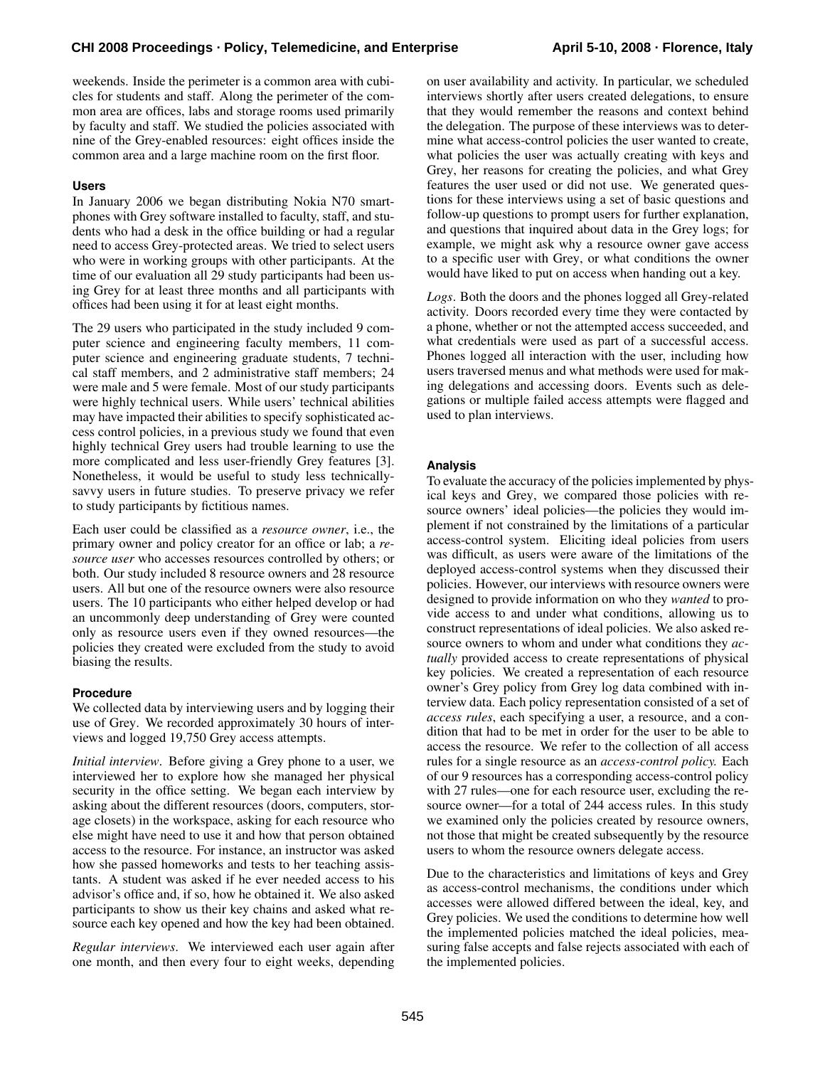weekends. Inside the perimeter is a common area with cubicles for students and staff. Along the perimeter of the common area are offices, labs and storage rooms used primarily by faculty and staff. We studied the policies associated with nine of the Grey-enabled resources: eight offices inside the common area and a large machine room on the first floor.

### Users

In January 2006 we began distributing Nokia N70 smartphones with Grey software installed to faculty, staff, and students who had a desk in the office building or had a regular need to access Grey-protected areas. We tried to select users who were in working groups with other participants. At the time of our evaluation all 29 study participants had been using Grey for at least three months and all participants with offices had been using it for at least eight months.

The 29 users who participated in the study included 9 computer science and engineering faculty members, 11 computer science and engineering graduate students, 7 technical staff members, and 2 administrative staff members; 24 were male and 5 were female. Most of our study participants were highly technical users. While users' technical abilities may have impacted their abilities to specify sophisticated access control policies, in a previous study we found that even highly technical Grey users had trouble learning to use the more complicated and less user-friendly Grey features [3]. Nonetheless, it would be useful to study less technically-savvy users in future studies. To preserve privacy we refer to study participants by fictitious names.

Each user could be classified as a *resource owner*, i.e., the primary owner and policy creator for an office or lab; a *resource user* who accesses resources controlled by others; or both. Our study included 8 resource owners and 28 resource users. All but one of the resource owners were also resource users. The 10 participants who either helped develop or had an uncommonly deep understanding of Grey were counted only as resource users even if they owned resources—the policies they created were excluded from the study to avoid biasing the results.

### Procedure

We collected data by interviewing users and by logging their use of Grey. We recorded approximately 30 hours of interviews and logged 19,750 Grey access attempts.

*Initial interview*. Before giving a Grey phone to a user, we interviewed her to explore how she managed her physical security in the office setting. We began each interview by asking about the different resources (doors, computers, storage closets) in the workspace, asking for each resource who else might have need to use it and how that person obtained access to the resource. For instance, an instructor was asked how she passed homeworks and tests to her teaching assistants. A student was asked if he ever needed access to his advisor's office and, if so, how he obtained it. We also asked participants to show us their key chains and asked what resource each key opened and how the key had been obtained.

*Regular interviews*. We interviewed each user again after one month, and then every four to eight weeks, depending on user availability and activity. In particular, we scheduled interviews shortly after users created delegations, to ensure that they would remember the reasons and context behind the delegation. The purpose of these interviews was to determine what access-control policies the user wanted to create, what policies the user was actually creating with keys and Grey, her reasons for creating the policies, and what Grey features the user used or did not use. We generated questions for these interviews using a set of basic questions and follow-up questions to prompt users for further explanation, and questions that inquired about data in the Grey logs; for example, we might ask why a resource owner gave access to a specific user with Grey, or what conditions the owner would have liked to put on access when handing out a key.

*Logs*. Both the doors and the phones logged all Grey-related activity. Doors recorded every time they were contacted by a phone, whether or not the attempted access succeeded, and what credentials were used as part of a successful access. Phones logged all interaction with the user, including how users traversed menus and what methods were used for making delegations and accessing doors. Events such as delegations or multiple failed access attempts were flagged and used to plan interviews.

### Analysis

To evaluate the accuracy of the policies implemented by physical keys and Grey, we compared those policies with resource owners' ideal policies—the policies they would implement if not constrained by the limitations of a particular access-control system. Eliciting ideal policies from users was difficult, as users were aware of the limitations of the deployed access-control systems when they discussed their policies. However, our interviews with resource owners were designed to provide information on who they *wanted* to provide access to and under what conditions, allowing us to construct representations of ideal policies. We also asked resource owners to whom and under what conditions they *actually* provided access to create representations of physical key policies. We created a representation of each resource owner's Grey policy from Grey log data combined with interview data. Each policy representation consisted of a set of *access rules*, each specifying a user, a resource, and a condition that had to be met in order for the user to be able to access the resource. We refer to the collection of all access rules for a single resource as an *access-control policy.* Each of our 9 resources has a corresponding access-control policy with 27 rules—one for each resource user, excluding the resource owner—for a total of 244 access rules. In this study we examined only the policies created by resource owners, not those that might be created subsequently by the resource users to whom the resource owners delegate access.

Due to the characteristics and limitations of keys and Grey as access-control mechanisms, the conditions under which accesses were allowed differed between the ideal, key, and Grey policies. We used the conditions to determine how well the implemented policies matched the ideal policies, measuring false accepts and false rejects associated with each of the implemented policies.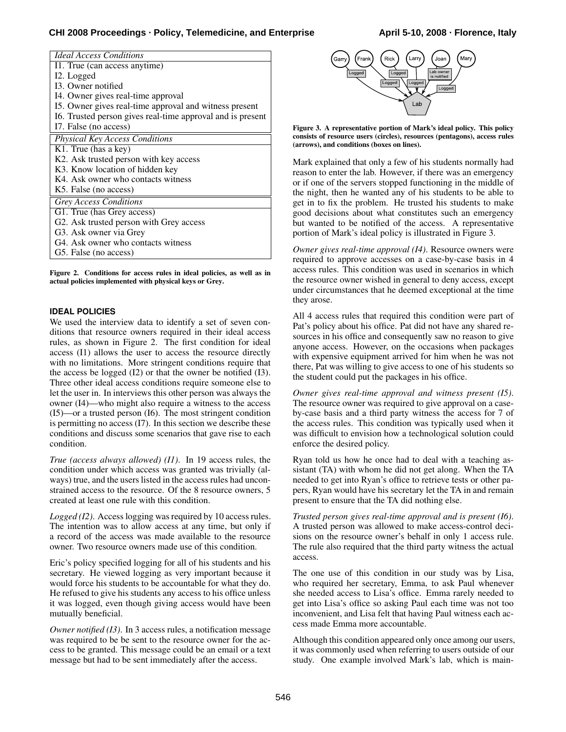| *Ideal Access Conditions* |
|---|
| I1. True (can access anytime) |
| I2. Logged |
| I3. Owner notified |
| I4. Owner gives real-time approval |
| I5. Owner gives real-time approval and witness present |
| I6. Trusted person gives real-time approval and is present |
| I7. False (no access) |
| *Physical Key Access Conditions* |
| K1. True (has a key) |
| K2. Ask trusted person with key access |
| K3. Know location of hidden key |
| K4. Ask owner who contacts witness |
| K5. False (no access) |
| *Grey Access Conditions* |
| G1. True (has Grey access) |
| G2. Ask trusted person with Grey access |
| G3. Ask owner via Grey |
| G4. Ask owner who contacts witness |
| G5. False (no access) |

**Figure 2. Conditions for access rules in ideal policies, as well as in actual policies implemented with physical keys or Grey.**

## IDEAL POLICIES

We used the interview data to identify a set of seven conditions that resource owners required in their ideal access rules, as shown in Figure 2. The first condition for ideal access (I1) allows the user to access the resource directly with no limitations. More stringent conditions require that the access be logged (I2) or that the owner be notified (I3). Three other ideal access conditions require someone else to let the user in. In interviews this other person was always the owner (I4)—who might also require a witness to the access (I5)—or a trusted person (I6). The most stringent condition is permitting no access (I7). In this section we describe these conditions and discuss some scenarios that gave rise to each condition.

*True (access always allowed) (I1).* In 19 access rules, the condition under which access was granted was trivially (always) true, and the users listed in the access rules had unconstrained access to the resource. Of the 8 resource owners, 5 created at least one rule with this condition.

*Logged (I2).* Access logging was required by 10 access rules. The intention was to allow access at any time, but only if a record of the access was made available to the resource owner. Two resource owners made use of this condition.

Eric's policy specified logging for all of his students and his secretary. He viewed logging as very important because it would force his students to be accountable for what they do. He refused to give his students any access to his office unless it was logged, even though giving access would have been mutually beneficial.

*Owner notified (I3).* In 3 access rules, a notification message was required to be be sent to the resource owner for the access to be granted. This message could be an email or a text message but had to be sent immediately after the access.

Garry Frank Rick Larry Joan Mary
Logged Logged Logged Logged Lab owner is notified Logged
Lab

**Figure 3. A representative portion of Mark's ideal policy. This policy consists of resource users (circles), resources (pentagons), access rules (arrows), and conditions (boxes on lines).**

Mark explained that only a few of his students normally had reason to enter the lab. However, if there was an emergency or if one of the servers stopped functioning in the middle of the night, then he wanted any of his students to be able to get in to fix the problem. He trusted his students to make good decisions about what constitutes such an emergency but wanted to be notified of the access. A representative portion of Mark's ideal policy is illustrated in Figure 3.

*Owner gives real-time approval (I4).* Resource owners were required to approve accesses on a case-by-case basis in 4 access rules. This condition was used in scenarios in which the resource owner wished in general to deny access, except under circumstances that he deemed exceptional at the time they arose.

All 4 access rules that required this condition were part of Pat's policy about his office. Pat did not have any shared resources in his office and consequently saw no reason to give anyone access. However, on the occasions when packages with expensive equipment arrived for him when he was not there, Pat was willing to give access to one of his students so the student could put the packages in his office.

*Owner gives real-time approval and witness present (I5).* The resource owner was required to give approval on a case-by-case basis and a third party witness the access for 7 of the access rules. This condition was typically used when it was difficult to envision how a technological solution could enforce the desired policy.

Ryan told us how he once had to deal with a teaching assistant (TA) with whom he did not get along. When the TA needed to get into Ryan's office to retrieve tests or other papers, Ryan would have his secretary let the TA in and remain present to ensure that the TA did nothing else.

*Trusted person gives real-time approval and is present (I6).* A trusted person was allowed to make access-control decisions on the resource owner's behalf in only 1 access rule. The rule also required that the third party witness the actual access.

The one use of this condition in our study was by Lisa, who required her secretary, Emma, to ask Paul whenever she needed access to Lisa's office. Emma rarely needed to get into Lisa's office so asking Paul each time was not too inconvenient, and Lisa felt that having Paul witness each access made Emma more accountable.

Although this condition appeared only once among our users, it was commonly used when referring to users outside of our study. One example involved Mark's lab, which is main-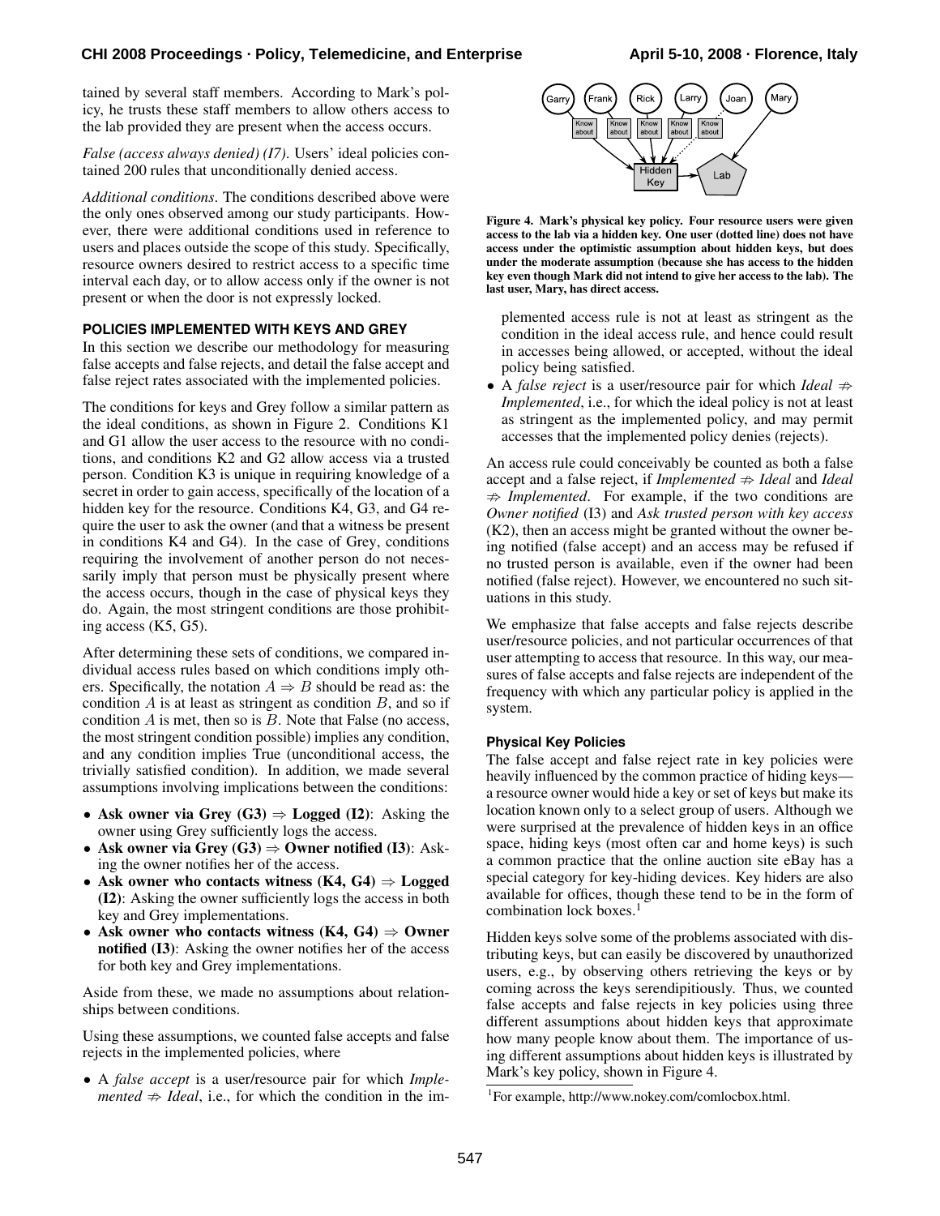tained by several staff members. According to Mark's policy, he trusts these staff members to allow others access to the lab provided they are present when the access occurs.

*False (access always denied) (I7)*. Users' ideal policies contained 200 rules that unconditionally denied access.

*Additional conditions*. The conditions described above were the only ones observed among our study participants. However, there were additional conditions used in reference to users and places outside the scope of this study. Specifically, resource owners desired to restrict access to a specific time interval each day, or to allow access only if the owner is not present or when the door is not expressly locked.

### POLICIES IMPLEMENTED WITH KEYS AND GREY

In this section we describe our methodology for measuring false accepts and false rejects, and detail the false accept and false reject rates associated with the implemented policies.

The conditions for keys and Grey follow a similar pattern as the ideal conditions, as shown in Figure 2. Conditions K1 and G1 allow the user access to the resource with no conditions, and conditions K2 and G2 allow access via a trusted person. Condition K3 is unique in requiring knowledge of a secret in order to gain access, specifically of the location of a hidden key for the resource. Conditions K4, G3, and G4 require the user to ask the owner (and that a witness be present in conditions K4 and G4). In the case of Grey, conditions requiring the involvement of another person do not necessarily imply that person must be physically present where the access occurs, though in the case of physical keys they do. Again, the most stringent conditions are those prohibiting access (K5, G5).

After determining these sets of conditions, we compared individual access rules based on which conditions imply others. Specifically, the notation $A \Rightarrow B$ should be read as: the condition $A$ is at least as stringent as condition $B$, and so if condition $A$ is met, then so is $B$. Note that False (no access, the most stringent condition possible) implies any condition, and any condition implies True (unconditional access, the trivially satisfied condition). In addition, we made several assumptions involving implications between the conditions:

- **Ask owner via Grey (G3) $\Rightarrow$ Logged (I2)**: Asking the owner using Grey sufficiently logs the access.
- **Ask owner via Grey (G3) $\Rightarrow$ Owner notified (I3)**: Asking the owner notifies her of the access.
- **Ask owner who contacts witness (K4, G4) $\Rightarrow$ Logged (I2)**: Asking the owner sufficiently logs the access in both key and Grey implementations.
- **Ask owner who contacts witness (K4, G4) $\Rightarrow$ Owner notified (I3)**: Asking the owner notifies her of the access for both key and Grey implementations.

Aside from these, we made no assumptions about relationships between conditions.

Using these assumptions, we counted false accepts and false rejects in the implemented policies, where

- A *false accept* is a user/resource pair for which *Implemented* $\not\Rightarrow$ *Ideal*, i.e., for which the condition in the implemented access rule is not at least as stringent as the condition in the ideal access rule, and hence could result in accesses being allowed, or accepted, without the ideal policy being satisfied.
- A *false reject* is a user/resource pair for which *Ideal* $\not\Rightarrow$ *Implemented*, i.e., for which the ideal policy is not at least as stringent as the implemented policy, and may permit accesses that the implemented policy denies (rejects).

Figure 4. Mark's physical key policy. Four resource users were given access to the lab via a hidden key. One user (dotted line) does not have access under the optimistic assumption about hidden keys, but does under the moderate assumption (because she has access to the hidden key even though Mark did not intend to give her access to the lab). The last user, Mary, has direct access.

An access rule could conceivably be counted as both a false accept and a false reject, if *Implemented* $\not\Rightarrow$ *Ideal* and *Ideal* $\not\Rightarrow$ *Implemented*. For example, if the two conditions are *Owner notified* (I3) and *Ask trusted person with key access* (K2), then an access might be granted without the owner being notified (false accept) and an access may be refused if no trusted person is available, even if the owner had been notified (false reject). However, we encountered no such situations in this study.

We emphasize that false accepts and false rejects describe user/resource policies, and not particular occurrences of that user attempting to access that resource. In this way, our measures of false accepts and false rejects are independent of the frequency with which any particular policy is applied in the system.

#### Physical Key Policies

The false accept and false reject rate in key policies were heavily influenced by the common practice of hiding keys—a resource owner would hide a key or set of keys but make its location known only to a select group of users. Although we were surprised at the prevalence of hidden keys in an office space, hiding keys (most often car and home keys) is such a common practice that the online auction site eBay has a special category for key-hiding devices. Key hiders are also available for offices, though these tend to be in the form of combination lock boxes.[1]

Hidden keys solve some of the problems associated with distributing keys, but can easily be discovered by unauthorized users, e.g., by observing others retrieving the keys or by coming across the keys serendipitiously. Thus, we counted false accepts and false rejects in key policies using three different assumptions about hidden keys that approximate how many people know about them. The importance of using different assumptions about hidden keys is illustrated by Mark's key policy, shown in Figure 4.

[1] For example, http://www.nokey.com/comlocbox.html.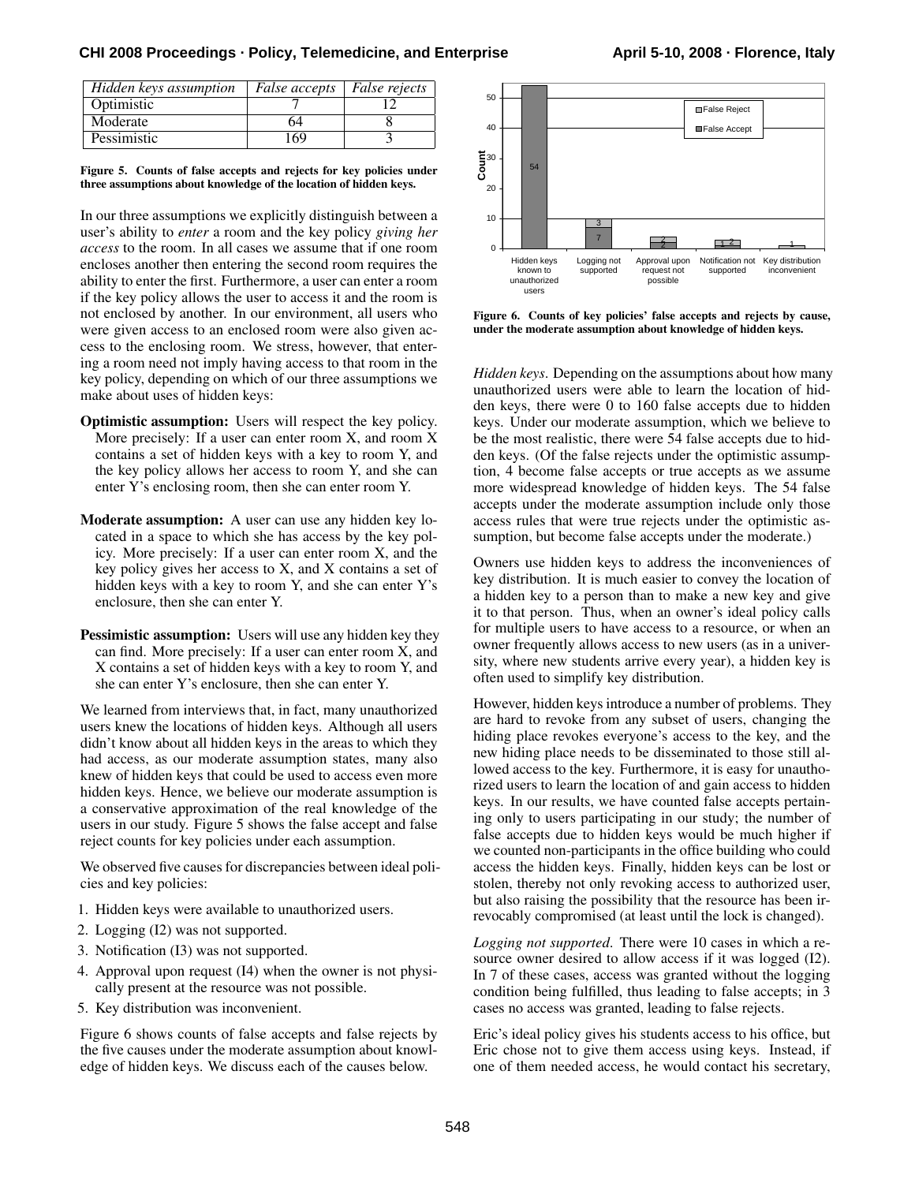| Hidden keys assumption | False accepts | False rejects |
|---|---|---|
| Optimistic | 7 | 12 |
| Moderate | 64 | 8 |
| Pessimistic | 169 | 3 |

**Figure 5. Counts of false accepts and rejects for key policies under three assumptions about knowledge of the location of hidden keys.**

In our three assumptions we explicitly distinguish between a user's ability to *enter* a room and the key policy *giving her access* to the room. In all cases we assume that if one room encloses another then entering the second room requires the ability to enter the first. Furthermore, a user can enter a room if the key policy allows the user to access it and the room is not enclosed by another. In our environment, all users who were given access to an enclosed room were also given access to the enclosing room. We stress, however, that entering a room need not imply having access to that room in the key policy, depending on which of our three assumptions we make about uses of hidden keys:

**Optimistic assumption:** Users will respect the key policy. More precisely: If a user can enter room X, and room X contains a set of hidden keys with a key to room Y, and the key policy allows her access to room Y, and she can enter Y's enclosing room, then she can enter room Y.

**Moderate assumption:** A user can use any hidden key located in a space to which she has access by the key policy. More precisely: If a user can enter room X, and the key policy gives her access to X, and X contains a set of hidden keys with a key to room Y, and she can enter Y's enclosure, then she can enter Y.

**Pessimistic assumption:** Users will use any hidden key they can find. More precisely: If a user can enter room X, and X contains a set of hidden keys with a key to room Y, and she can enter Y's enclosure, then she can enter Y.

We learned from interviews that, in fact, many unauthorized users knew the locations of hidden keys. Although all users didn't know about all hidden keys in the areas to which they had access, as our moderate assumption states, many also knew of hidden keys that could be used to access even more hidden keys. Hence, we believe our moderate assumption is a conservative approximation of the real knowledge of the users in our study. Figure 5 shows the false accept and false reject counts for key policies under each assumption.

We observed five causes for discrepancies between ideal policies and key policies:

1. Hidden keys were available to unauthorized users.
2. Logging (I2) was not supported.
3. Notification (I3) was not supported.
4. Approval upon request (I4) when the owner is not physically present at the resource was not possible.
5. Key distribution was inconvenient.

Figure 6 shows counts of false accepts and false rejects by the five causes under the moderate assumption about knowledge of hidden keys. We discuss each of the causes below.

Count
0
10
20
30
40
50
False Reject
False Accept
54
3
7
2
2
1
2
1
Hidden keys known to unauthorized users
Logging not supported
Approval upon request not possible
Notification not supported
Key distribution inconvenient

**Figure 6. Counts of key policies' false accepts and rejects by cause, under the moderate assumption about knowledge of hidden keys.**

*Hidden keys*. Depending on the assumptions about how many unauthorized users were able to learn the location of hidden keys, there were 0 to 160 false accepts due to hidden keys. Under our moderate assumption, which we believe to be the most realistic, there were 54 false accepts due to hidden keys. (Of the false rejects under the optimistic assumption, 4 become false accepts or true accepts as we assume more widespread knowledge of hidden keys. The 54 false accepts under the moderate assumption include only those access rules that were true rejects under the optimistic assumption, but become false accepts under the moderate.)

Owners use hidden keys to address the inconveniences of key distribution. It is much easier to convey the location of a hidden key to a person than to make a new key and give it to that person. Thus, when an owner's ideal policy calls for multiple users to have access to a resource, or when an owner frequently allows access to new users (as in a university, where new students arrive every year), a hidden key is often used to simplify key distribution.

However, hidden keys introduce a number of problems. They are hard to revoke from any subset of users, changing the hiding place revokes everyone's access to the key, and the new hiding place needs to be disseminated to those still allowed access to the key. Furthermore, it is easy for unauthorized users to learn the location of and gain access to hidden keys. In our results, we have counted false accepts pertaining only to users participating in our study; the number of false accepts due to hidden keys would be much higher if we counted non-participants in the office building who could access the hidden keys. Finally, hidden keys can be lost or stolen, thereby not only revoking access to authorized user, but also raising the possibility that the resource has been irrevocably compromised (at least until the lock is changed).

*Logging not supported*. There were 10 cases in which a resource owner desired to allow access if it was logged (I2). In 7 of these cases, access was granted without the logging condition being fulfilled, thus leading to false accepts; in 3 cases no access was granted, leading to false rejects.

Eric's ideal policy gives his students access to his office, but Eric chose not to give them access using keys. Instead, if one of them needed access, he would contact his secretary,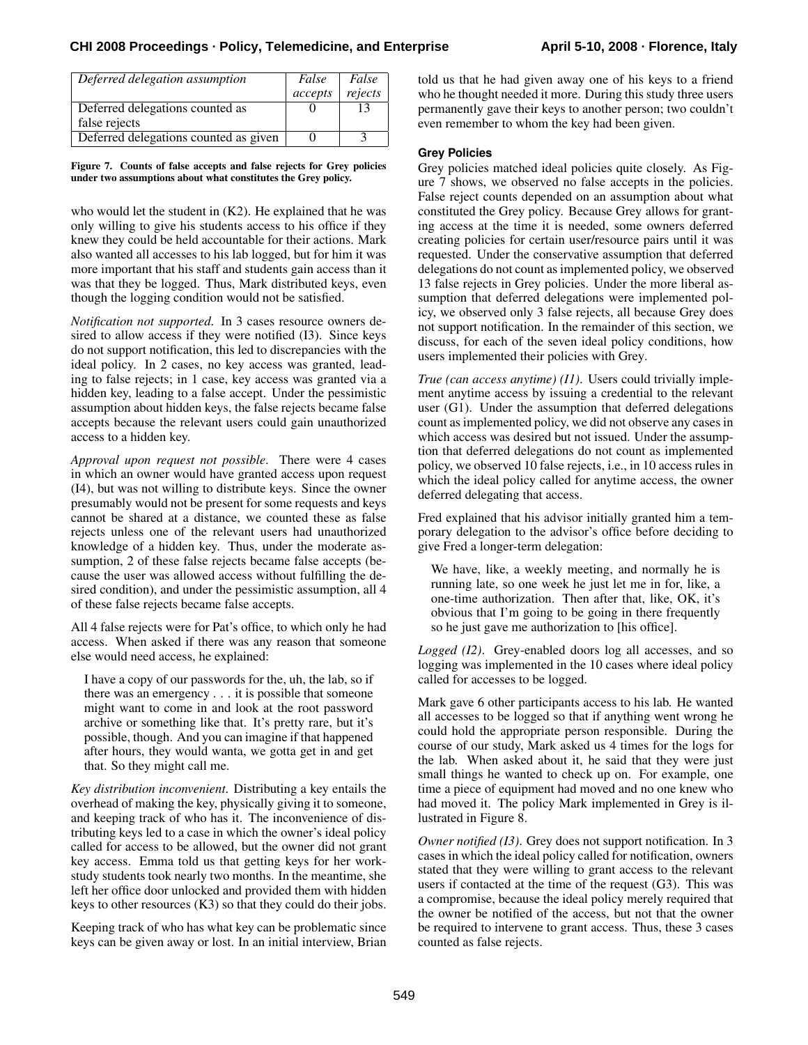| Deferred delegation assumption | *False accepts* | *False rejects* |
|---|---|---|
| Deferred delegations counted as false rejects | 0 | 13 |
| Deferred delegations counted as given | 0 | 3 |

**Figure 7. Counts of false accepts and false rejects for Grey policies under two assumptions about what constitutes the Grey policy.**

who would let the student in (K2). He explained that he was only willing to give his students access to his office if they knew they could be held accountable for their actions. Mark also wanted all accesses to his lab logged, but for him it was more important that his staff and students gain access than it was that they be logged. Thus, Mark distributed keys, even though the logging condition would not be satisfied.

*Notification not supported*. In 3 cases resource owners desired to allow access if they were notified (I3). Since keys do not support notification, this led to discrepancies with the ideal policy. In 2 cases, no key access was granted, leading to false rejects; in 1 case, key access was granted via a hidden key, leading to a false accept. Under the pessimistic assumption about hidden keys, the false rejects became false accepts because the relevant users could gain unauthorized access to a hidden key.

*Approval upon request not possible*. There were 4 cases in which an owner would have granted access upon request (I4), but was not willing to distribute keys. Since the owner presumably would not be present for some requests and keys cannot be shared at a distance, we counted these as false rejects unless one of the relevant users had unauthorized knowledge of a hidden key. Thus, under the moderate assumption, 2 of these false rejects became false accepts (because the user was allowed access without fulfilling the desired condition), and under the pessimistic assumption, all 4 of these false rejects became false accepts.

All 4 false rejects were for Pat's office, to which only he had access. When asked if there was any reason that someone else would need access, he explained:

> I have a copy of our passwords for the, uh, the lab, so if there was an emergency . . . it is possible that someone might want to come in and look at the root password archive or something like that. It's pretty rare, but it's possible, though. And you can imagine if that happened after hours, they would wanta, we gotta get in and get that. So they might call me.

*Key distribution inconvenient*. Distributing a key entails the overhead of making the key, physically giving it to someone, and keeping track of who has it. The inconvenience of distributing keys led to a case in which the owner's ideal policy called for access to be allowed, but the owner did not grant key access. Emma told us that getting keys for her work-study students took nearly two months. In the meantime, she left her office door unlocked and provided them with hidden keys to other resources (K3) so that they could do their jobs.

Keeping track of who has what key can be problematic since keys can be given away or lost. In an initial interview, Brian told us that he had given away one of his keys to a friend who he thought needed it more. During this study three users permanently gave their keys to another person; two couldn't even remember to whom the key had been given.

### Grey Policies

Grey policies matched ideal policies quite closely. As Figure 7 shows, we observed no false accepts in the policies. False reject counts depended on an assumption about what constituted the Grey policy. Because Grey allows for granting access at the time it is needed, some owners deferred creating policies for certain user/resource pairs until it was requested. Under the conservative assumption that deferred delegations do not count as implemented policy, we observed 13 false rejects in Grey policies. Under the more liberal assumption that deferred delegations were implemented policy, we observed only 3 false rejects, all because Grey does not support notification. In the remainder of this section, we discuss, for each of the seven ideal policy conditions, how users implemented their policies with Grey.

*True (can access anytime) (I1)*. Users could trivially implement anytime access by issuing a credential to the relevant user (G1). Under the assumption that deferred delegations count as implemented policy, we did not observe any cases in which access was desired but not issued. Under the assumption that deferred delegations do not count as implemented policy, we observed 10 false rejects, i.e., in 10 access rules in which the ideal policy called for anytime access, the owner deferred delegating that access.

Fred explained that his advisor initially granted him a temporary delegation to the advisor's office before deciding to give Fred a longer-term delegation:

> We have, like, a weekly meeting, and normally he is running late, so one week he just let me in for, like, a one-time authorization. Then after that, like, OK, it's obvious that I'm going to be going in there frequently so he just gave me authorization to [his office].

*Logged (I2)*. Grey-enabled doors log all accesses, and so logging was implemented in the 10 cases where ideal policy called for accesses to be logged.

Mark gave 6 other participants access to his lab. He wanted all accesses to be logged so that if anything went wrong he could hold the appropriate person responsible. During the course of our study, Mark asked us 4 times for the logs for the lab. When asked about it, he said that they were just small things he wanted to check up on. For example, one time a piece of equipment had moved and no one knew who had moved it. The policy Mark implemented in Grey is illustrated in Figure 8.

*Owner notified (I3)*. Grey does not support notification. In 3 cases in which the ideal policy called for notification, owners stated that they were willing to grant access to the relevant users if contacted at the time of the request (G3). This was a compromise, because the ideal policy merely required that the owner be notified of the access, but not that the owner be required to intervene to grant access. Thus, these 3 cases counted as false rejects.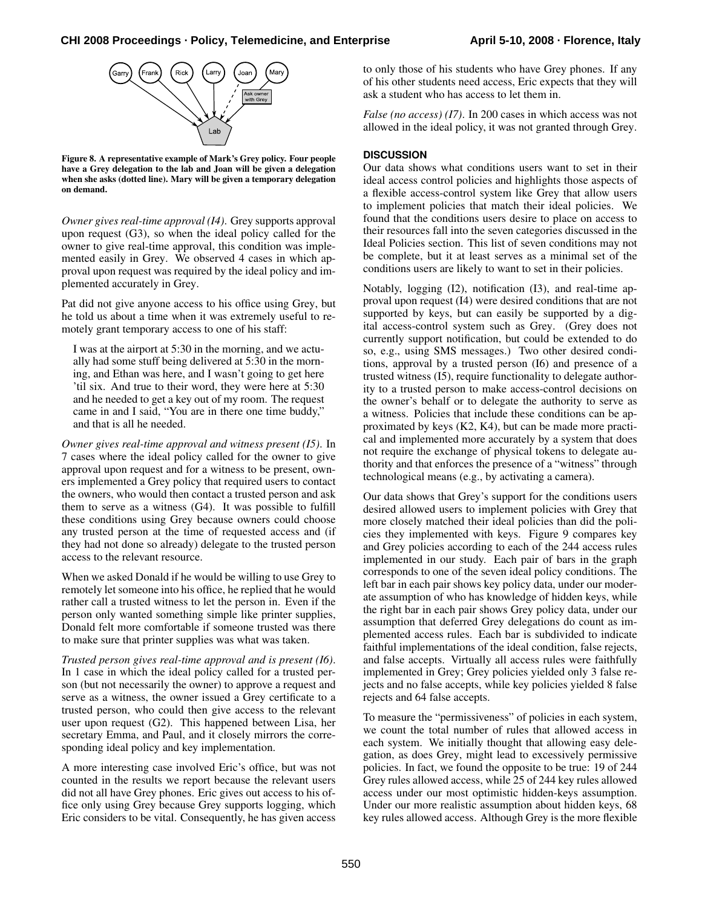Figure 8. A representative example of Mark's Grey policy. Four people have a Grey delegation to the lab and Joan will be given a delegation when she asks (dotted line). Mary will be given a temporary delegation on demand.

*Owner gives real-time approval (I4).* Grey supports approval upon request (G3), so when the ideal policy called for the owner to give real-time approval, this condition was implemented easily in Grey. We observed 4 cases in which approval upon request was required by the ideal policy and implemented accurately in Grey.

Pat did not give anyone access to his office using Grey, but he told us about a time when it was extremely useful to remotely grant temporary access to one of his staff:

> I was at the airport at 5:30 in the morning, and we actually had some stuff being delivered at 5:30 in the morning, and Ethan was here, and I wasn't going to get here 'til six. And true to their word, they were here at 5:30 and he needed to get a key out of my room. The request came in and I said, "You are in there one time buddy," and that is all he needed.

*Owner gives real-time approval and witness present (I5).* In 7 cases where the ideal policy called for the owner to give approval upon request and for a witness to be present, owners implemented a Grey policy that required users to contact the owners, who would then contact a trusted person and ask them to serve as a witness (G4). It was possible to fulfill these conditions using Grey because owners could choose any trusted person at the time of requested access and (if they had not done so already) delegate to the trusted person access to the relevant resource.

When we asked Donald if he would be willing to use Grey to remotely let someone into his office, he replied that he would rather call a trusted witness to let the person in. Even if the person only wanted something simple like printer supplies, Donald felt more comfortable if someone trusted was there to make sure that printer supplies was what was taken.

*Trusted person gives real-time approval and is present (I6).* In 1 case in which the ideal policy called for a trusted person (but not necessarily the owner) to approve a request and serve as a witness, the owner issued a Grey certificate to a trusted person, who could then give access to the relevant user upon request (G2). This happened between Lisa, her secretary Emma, and Paul, and it closely mirrors the corresponding ideal policy and key implementation.

A more interesting case involved Eric's office, but was not counted in the results we report because the relevant users did not all have Grey phones. Eric gives out access to his office only using Grey because Grey supports logging, which Eric considers to be vital. Consequently, he has given access to only those of his students who have Grey phones. If any of his other students need access, Eric expects that they will ask a student who has access to let them in.

*False (no access) (I7).* In 200 cases in which access was not allowed in the ideal policy, it was not granted through Grey.

## DISCUSSION

Our data shows what conditions users want to set in their ideal access control policies and highlights those aspects of a flexible access-control system like Grey that allow users to implement policies that match their ideal policies. We found that the conditions users desire to place on access to their resources fall into the seven categories discussed in the Ideal Policies section. This list of seven conditions may not be complete, but it at least serves as a minimal set of the conditions users are likely to want to set in their policies.

Notably, logging (I2), notification (I3), and real-time approval upon request (I4) were desired conditions that are not supported by keys, but can easily be supported by a digital access-control system such as Grey. (Grey does not currently support notification, but could be extended to do so, e.g., using SMS messages.) Two other desired conditions, approval by a trusted person (I6) and presence of a trusted witness (I5), require functionality to delegate authority to a trusted person to make access-control decisions on the owner's behalf or to delegate the authority to serve as a witness. Policies that include these conditions can be approximated by keys (K2, K4), but can be made more practical and implemented more accurately by a system that does not require the exchange of physical tokens to delegate authority and that enforces the presence of a "witness" through technological means (e.g., by activating a camera).

Our data shows that Grey's support for the conditions users desired allowed users to implement policies with Grey that more closely matched their ideal policies than did the policies they implemented with keys. Figure 9 compares key and Grey policies according to each of the 244 access rules implemented in our study. Each pair of bars in the graph corresponds to one of the seven ideal policy conditions. The left bar in each pair shows key policy data, under our moderate assumption of who has knowledge of hidden keys, while the right bar in each pair shows Grey policy data, under our assumption that deferred Grey delegations do count as implemented access rules. Each bar is subdivided to indicate faithful implementations of the ideal condition, false rejects, and false accepts. Virtually all access rules were faithfully implemented in Grey; Grey policies yielded only 3 false rejects and no false accepts, while key policies yielded 8 false rejects and 64 false accepts.

To measure the "permissiveness" of policies in each system, we count the total number of rules that allowed access in each system. We initially thought that allowing easy delegation, as does Grey, might lead to excessively permissive policies. In fact, we found the opposite to be true: 19 of 244 Grey rules allowed access, while 25 of 244 key rules allowed access under our most optimistic hidden-keys assumption. Under our more realistic assumption about hidden keys, 68 key rules allowed access. Although Grey is the more flexible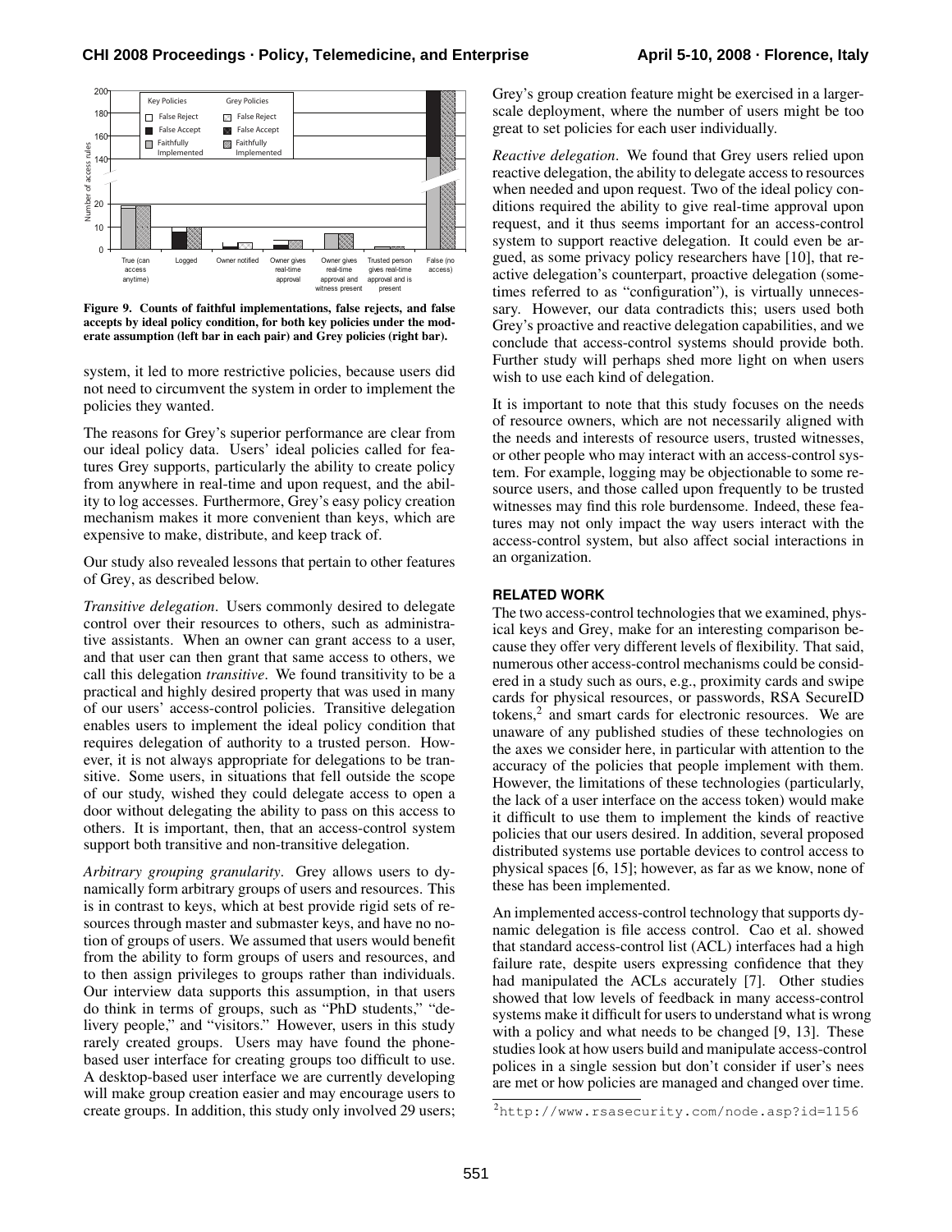200
180
160
140
20
10
0

Number of access rules

Key Policies
False Reject
False Accept
Faithfully Implemented

Grey Policies
False Reject
False Accept
Faithfully Implemented

True (can access anytime)
Logged
Owner notified
Owner gives real-time approval
Owner gives real-time approval and witness present
Trusted person gives real-time approval and is present
False (no access)

**Figure 9. Counts of faithful implementations, false rejects, and false accepts by ideal policy condition, for both key policies under the moderate assumption (left bar in each pair) and Grey policies (right bar).**

system, it led to more restrictive policies, because users did not need to circumvent the system in order to implement the policies they wanted.

The reasons for Grey's superior performance are clear from our ideal policy data. Users' ideal policies called for features Grey supports, particularly the ability to create policy from anywhere in real-time and upon request, and the ability to log accesses. Furthermore, Grey's easy policy creation mechanism makes it more convenient than keys, which are expensive to make, distribute, and keep track of.

Our study also revealed lessons that pertain to other features of Grey, as described below.

*Transitive delegation*. Users commonly desired to delegate control over their resources to others, such as administrative assistants. When an owner can grant access to a user, and that user can then grant that same access to others, we call this delegation *transitive*. We found transitivity to be a practical and highly desired property that was used in many of our users' access-control policies. Transitive delegation enables users to implement the ideal policy condition that requires delegation of authority to a trusted person. However, it is not always appropriate for delegations to be transitive. Some users, in situations that fell outside the scope of our study, wished they could delegate access to open a door without delegating the ability to pass on this access to others. It is important, then, that an access-control system support both transitive and non-transitive delegation.

*Arbitrary grouping granularity*. Grey allows users to dynamically form arbitrary groups of users and resources. This is in contrast to keys, which at best provide rigid sets of resources through master and submaster keys, and have no notion of groups of users. We assumed that users would benefit from the ability to form groups of users and resources, and to then assign privileges to groups rather than individuals. Our interview data supports this assumption, in that users do think in terms of groups, such as "PhD students," "delivery people," and "visitors." However, users in this study rarely created groups. Users may have found the phone-based user interface for creating groups too difficult to use. A desktop-based user interface we are currently developing will make group creation easier and may encourage users to create groups. In addition, this study only involved 29 users; Grey's group creation feature might be exercised in a larger-scale deployment, where the number of users might be too great to set policies for each user individually.

*Reactive delegation*. We found that Grey users relied upon reactive delegation, the ability to delegate access to resources when needed and upon request. Two of the ideal policy conditions required the ability to give real-time approval upon request, and it thus seems important for an access-control system to support reactive delegation. It could even be argued, as some privacy policy researchers have [10], that reactive delegation's counterpart, proactive delegation (sometimes referred to as "configuration"), is virtually unnecessary. However, our data contradicts this; users used both Grey's proactive and reactive delegation capabilities, and we conclude that access-control systems should provide both. Further study will perhaps shed more light on when users wish to use each kind of delegation.

It is important to note that this study focuses on the needs of resource owners, which are not necessarily aligned with the needs and interests of resource users, trusted witnesses, or other people who may interact with an access-control system. For example, logging may be objectionable to some resource users, and those called upon frequently to be trusted witnesses may find this role burdensome. Indeed, these features may not only impact the way users interact with the access-control system, but also affect social interactions in an organization.

## RELATED WORK

The two access-control technologies that we examined, physical keys and Grey, make for an interesting comparison because they offer very different levels of flexibility. That said, numerous other access-control mechanisms could be considered in a study such as ours, e.g., proximity cards and swipe cards for physical resources, or passwords, RSA SecureID tokens,[2] and smart cards for electronic resources. We are unaware of any published studies of these technologies on the axes we consider here, in particular with attention to the accuracy of the policies that people implement with them. However, the limitations of these technologies (particularly, the lack of a user interface on the access token) would make it difficult to use them to implement the kinds of reactive policies that our users desired. In addition, several proposed distributed systems use portable devices to control access to physical spaces [6, 15]; however, as far as we know, none of these has been implemented.

An implemented access-control technology that supports dynamic delegation is file access control. Cao et al. showed that standard access-control list (ACL) interfaces had a high failure rate, despite users expressing confidence that they had manipulated the ACLs accurately [7]. Other studies showed that low levels of feedback in many access-control systems make it difficult for users to understand what is wrong with a policy and what needs to be changed [9, 13]. These studies look at how users build and manipulate access-control polices in a single session but don't consider if user's nees are met or how policies are managed and changed over time.

[2] http://www.rsasecurity.com/node.asp?id=1156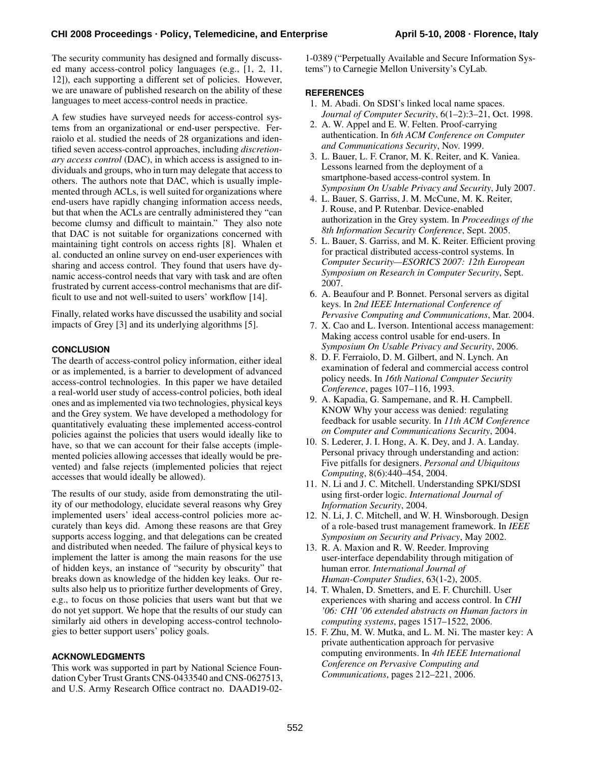The security community has designed and formally discussed many access-control policy languages (e.g., [1, 2, 11, 12]), each supporting a different set of policies. However, we are unaware of published research on the ability of these languages to meet access-control needs in practice.

A few studies have surveyed needs for access-control systems from an organizational or end-user perspective. Ferraiolo et al. studied the needs of 28 organizations and identified seven access-control approaches, including *discretionary access control* (DAC), in which access is assigned to individuals and groups, who in turn may delegate that access to others. The authors note that DAC, which is usually implemented through ACLs, is well suited for organizations where end-users have rapidly changing information access needs, but that when the ACLs are centrally administered they "can become clumsy and difficult to maintain." They also note that DAC is not suitable for organizations concerned with maintaining tight controls on access rights [8]. Whalen et al. conducted an online survey on end-user experiences with sharing and access control. They found that users have dynamic access-control needs that vary with task and are often frustrated by current access-control mechanisms that are difficult to use and not well-suited to users' workflow [14].

Finally, related works have discussed the usability and social impacts of Grey [3] and its underlying algorithms [5].

## CONCLUSION

The dearth of access-control policy information, either ideal or as implemented, is a barrier to development of advanced access-control technologies. In this paper we have detailed a real-world user study of access-control policies, both ideal ones and as implemented via two technologies, physical keys and the Grey system. We have developed a methodology for quantitatively evaluating these implemented access-control policies against the policies that users would ideally like to have, so that we can account for their false accepts (implemented policies allowing accesses that ideally would be prevented) and false rejects (implemented policies that reject accesses that would ideally be allowed).

The results of our study, aside from demonstrating the utility of our methodology, elucidate several reasons why Grey implemented users' ideal access-control policies more accurately than keys did. Among these reasons are that Grey supports access logging, and that delegations can be created and distributed when needed. The failure of physical keys to implement the latter is among the main reasons for the use of hidden keys, an instance of "security by obscurity" that breaks down as knowledge of the hidden key leaks. Our results also help us to prioritize further developments of Grey, e.g., to focus on those policies that users want but that we do not yet support. We hope that the results of our study can similarly aid others in developing access-control technologies to better support users' policy goals.

## ACKNOWLEDGMENTS

This work was supported in part by National Science Foundation Cyber Trust Grants CNS-0433540 and CNS-0627513, and U.S. Army Research Office contract no. DAAD19-02-1-0389 ("Perpetually Available and Secure Information Systems") to Carnegie Mellon University's CyLab.

## REFERENCES

1. M. Abadi. On SDSI's linked local name spaces. *Journal of Computer Security*, 6(1–2):3–21, Oct. 1998.
2. A. W. Appel and E. W. Felten. Proof-carrying authentication. In *6th ACM Conference on Computer and Communications Security*, Nov. 1999.
3. L. Bauer, L. F. Cranor, M. K. Reiter, and K. Vaniea. Lessons learned from the deployment of a smartphone-based access-control system. In *Symposium On Usable Privacy and Security*, July 2007.
4. L. Bauer, S. Garriss, J. M. McCune, M. K. Reiter, J. Rouse, and P. Rutenbar. Device-enabled authorization in the Grey system. In *Proceedings of the 8th Information Security Conference*, Sept. 2005.
5. L. Bauer, S. Garriss, and M. K. Reiter. Efficient proving for practical distributed access-control systems. In *Computer Security—ESORICS 2007: 12th European Symposium on Research in Computer Security*, Sept. 2007.
6. A. Beaufour and P. Bonnet. Personal servers as digital keys. In *2nd IEEE International Conference of Pervasive Computing and Communications*, Mar. 2004.
7. X. Cao and L. Iverson. Intentional access management: Making access control usable for end-users. In *Symposium On Usable Privacy and Security*, 2006.
8. D. F. Ferraiolo, D. M. Gilbert, and N. Lynch. An examination of federal and commercial access control policy needs. In *16th National Computer Security Conference*, pages 107–116, 1993.
9. A. Kapadia, G. Sampemane, and R. H. Campbell. KNOW Why your access was denied: regulating feedback for usable security. In *11th ACM Conference on Computer and Communications Security*, 2004.
10. S. Lederer, J. I. Hong, A. K. Dey, and J. A. Landay. Personal privacy through understanding and action: Five pitfalls for designers. *Personal and Ubiquitous Computing*, 8(6):440–454, 2004.
11. N. Li and J. C. Mitchell. Understanding SPKI/SDSI using first-order logic. *International Journal of Information Security*, 2004.
12. N. Li, J. C. Mitchell, and W. H. Winsborough. Design of a role-based trust management framework. In *IEEE Symposium on Security and Privacy*, May 2002.
13. R. A. Maxion and R. W. Reeder. Improving user-interface dependability through mitigation of human error. *International Journal of Human-Computer Studies*, 63(1-2), 2005.
14. T. Whalen, D. Smetters, and E. F. Churchill. User experiences with sharing and access control. In *CHI '06: CHI '06 extended abstracts on Human factors in computing systems*, pages 1517–1522, 2006.
15. F. Zhu, M. W. Mutka, and L. M. Ni. The master key: A private authentication approach for pervasive computing environments. In *4th IEEE International Conference on Pervasive Computing and Communications*, pages 212–221, 2006.